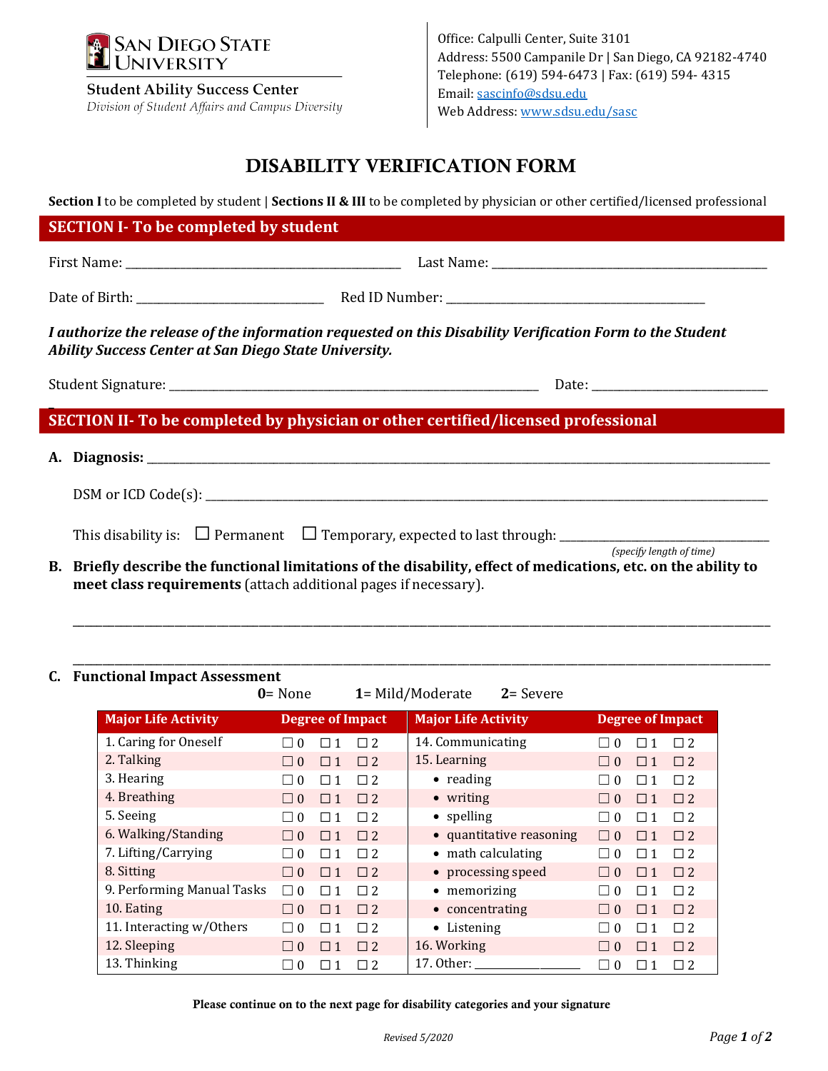**SAN DIEGO STATE UNIVERSITY**

**Student Ability Success Center**
*Division of Student Affairs and Campus Diversity*

Office: Calpulli Center, Suite 3101
Address: 5500 Campanile Dr | San Diego, CA 92182-4740
Telephone: (619) 594-6473 | Fax: (619) 594- 4315
Email: sascinfo@sdsu.edu
Web Address: www.sdsu.edu/sasc

# DISABILITY VERIFICATION FORM

**Section I** to be completed by student | **Sections II & III** to be completed by physician or other certified/licensed professional

## SECTION I- To be completed by student

First Name: ______________________________ Last Name: ______________________________

Date of Birth: ____________________ Red ID Number: ______________________________

***I authorize the release of the information requested on this Disability Verification Form to the Student Ability Success Center at San Diego State University.***

Student Signature: ________________________________________ Date: ____________________

## SECTION II- To be completed by physician or other certified/licensed professional

**A. Diagnosis:** ______________________________________________________________

DSM or ICD Code(s): ______________________________________________________________

This disability is: ☐ Permanent ☐ Temporary, expected to last through: ______________________ *(specify length of time)*

**B. Briefly describe the functional limitations of the disability, effect of medications, etc. on the ability to meet class requirements** (attach additional pages if necessary).

______________________________________________________________

______________________________________________________________

**C. Functional Impact Assessment**

**0**= None **1**= Mild/Moderate **2**= Severe

| Major Life Activity | Degree of Impact | Major Life Activity | Degree of Impact |
|---|---|---|---|
| 1. Caring for Oneself | ☐ 0 ☐ 1 ☐ 2 | 14. Communicating | ☐ 0 ☐ 1 ☐ 2 |
| 2. Talking | ☐ 0 ☐ 1 ☐ 2 | 15. Learning | ☐ 0 ☐ 1 ☐ 2 |
| 3. Hearing | ☐ 0 ☐ 1 ☐ 2 | • reading | ☐ 0 ☐ 1 ☐ 2 |
| 4. Breathing | ☐ 0 ☐ 1 ☐ 2 | • writing | ☐ 0 ☐ 1 ☐ 2 |
| 5. Seeing | ☐ 0 ☐ 1 ☐ 2 | • spelling | ☐ 0 ☐ 1 ☐ 2 |
| 6. Walking/Standing | ☐ 0 ☐ 1 ☐ 2 | • quantitative reasoning | ☐ 0 ☐ 1 ☐ 2 |
| 7. Lifting/Carrying | ☐ 0 ☐ 1 ☐ 2 | • math calculating | ☐ 0 ☐ 1 ☐ 2 |
| 8. Sitting | ☐ 0 ☐ 1 ☐ 2 | • processing speed | ☐ 0 ☐ 1 ☐ 2 |
| 9. Performing Manual Tasks | ☐ 0 ☐ 1 ☐ 2 | • memorizing | ☐ 0 ☐ 1 ☐ 2 |
| 10. Eating | ☐ 0 ☐ 1 ☐ 2 | • concentrating | ☐ 0 ☐ 1 ☐ 2 |
| 11. Interacting w/Others | ☐ 0 ☐ 1 ☐ 2 | • Listening | ☐ 0 ☐ 1 ☐ 2 |
| 12. Sleeping | ☐ 0 ☐ 1 ☐ 2 | 16. Working | ☐ 0 ☐ 1 ☐ 2 |
| 13. Thinking | ☐ 0 ☐ 1 ☐ 2 | 17. Other: ______________ | ☐ 0 ☐ 1 ☐ 2 |

**Please continue on to the next page for disability categories and your signature**

*Revised 5/2020*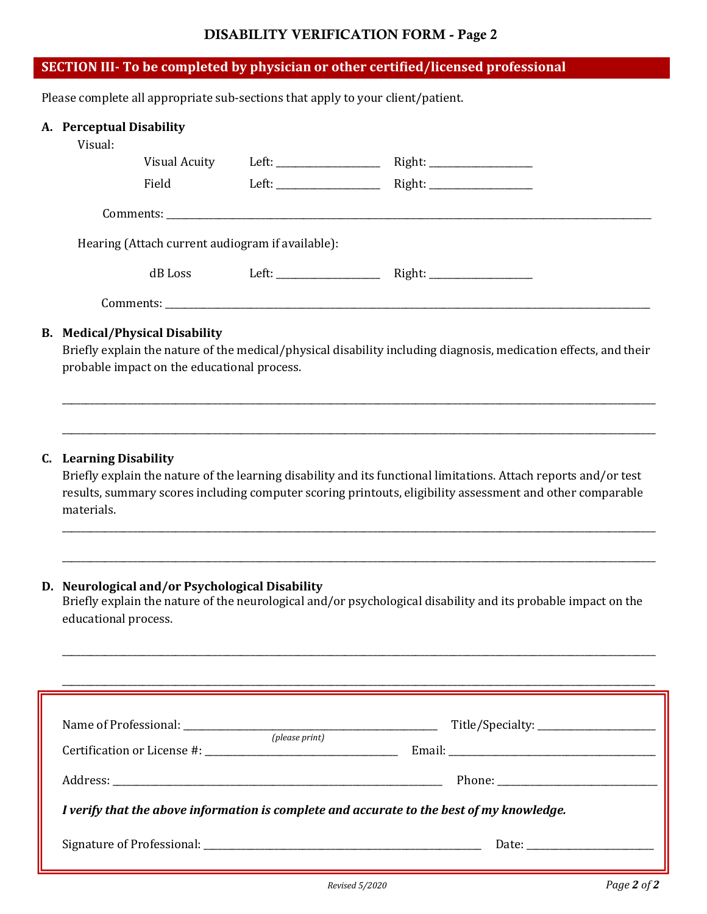# DISABILITY VERIFICATION FORM - Page 2

## SECTION III- To be completed by physician or other certified/licensed professional

Please complete all appropriate sub-sections that apply to your client/patient.

### A. Perceptual Disability

Visual:

Visual Acuity Left: ___________________ Right: ___________________

Field Left: ___________________ Right: ___________________

Comments: ______________________________________________________________________________

Hearing (Attach current audiogram if available):

dB Loss Left: ___________________ Right: ___________________

Comments: ______________________________________________________________________________

### B. Medical/Physical Disability

Briefly explain the nature of the medical/physical disability including diagnosis, medication effects, and their probable impact on the educational process.

______________________________________________________________________________________________

______________________________________________________________________________________________

### C. Learning Disability

Briefly explain the nature of the learning disability and its functional limitations. Attach reports and/or test results, summary scores including computer scoring printouts, eligibility assessment and other comparable materials.

______________________________________________________________________________________________

______________________________________________________________________________________________

### D. Neurological and/or Psychological Disability

Briefly explain the nature of the neurological and/or psychological disability and its probable impact on the educational process.

______________________________________________________________________________________________

______________________________________________________________________________________________

Name of Professional: _____________________________________________ Title/Specialty: ____________________
*(please print)*

Certification or License #: _________________________________ Email: _____________________________________

Address: __________________________________________________________ Phone: ___________________________

***I verify that the above information is complete and accurate to the best of my knowledge.***

Signature of Professional: ___________________________________________________ Date: ______________________

*Revised 5/2020*